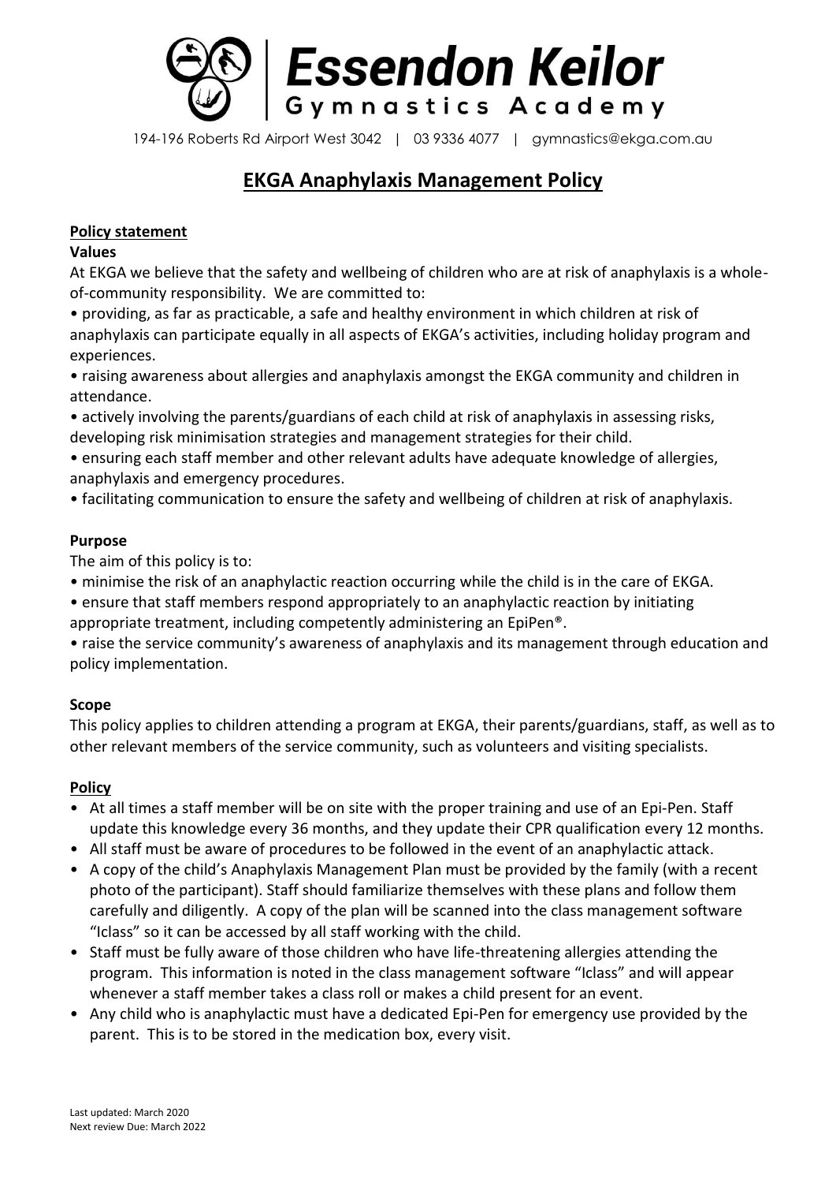# Essendon Keilor Gymnastics Academy

194-196 Roberts Rd Airport West 3042 | 03 9336 4077 | gymnastics@ekga.com.au

## EKGA Anaphylaxis Management Policy

**Policy statement**

**Values**

At EKGA we believe that the safety and wellbeing of children who are at risk of anaphylaxis is a whole-of-community responsibility. We are committed to:

- providing, as far as practicable, a safe and healthy environment in which children at risk of anaphylaxis can participate equally in all aspects of EKGA's activities, including holiday program and experiences.
- raising awareness about allergies and anaphylaxis amongst the EKGA community and children in attendance.
- actively involving the parents/guardians of each child at risk of anaphylaxis in assessing risks, developing risk minimisation strategies and management strategies for their child.
- ensuring each staff member and other relevant adults have adequate knowledge of allergies, anaphylaxis and emergency procedures.
- facilitating communication to ensure the safety and wellbeing of children at risk of anaphylaxis.

**Purpose**

The aim of this policy is to:

- minimise the risk of an anaphylactic reaction occurring while the child is in the care of EKGA.
- ensure that staff members respond appropriately to an anaphylactic reaction by initiating appropriate treatment, including competently administering an EpiPen®.
- raise the service community's awareness of anaphylaxis and its management through education and policy implementation.

**Scope**

This policy applies to children attending a program at EKGA, their parents/guardians, staff, as well as to other relevant members of the service community, such as volunteers and visiting specialists.

**Policy**

- At all times a staff member will be on site with the proper training and use of an Epi-Pen. Staff update this knowledge every 36 months, and they update their CPR qualification every 12 months.
- All staff must be aware of procedures to be followed in the event of an anaphylactic attack.
- A copy of the child's Anaphylaxis Management Plan must be provided by the family (with a recent photo of the participant). Staff should familiarize themselves with these plans and follow them carefully and diligently. A copy of the plan will be scanned into the class management software "Iclass" so it can be accessed by all staff working with the child.
- Staff must be fully aware of those children who have life-threatening allergies attending the program. This information is noted in the class management software "Iclass" and will appear whenever a staff member takes a class roll or makes a child present for an event.
- Any child who is anaphylactic must have a dedicated Epi-Pen for emergency use provided by the parent. This is to be stored in the medication box, every visit.

Last updated: March 2020
Next review Due: March 2022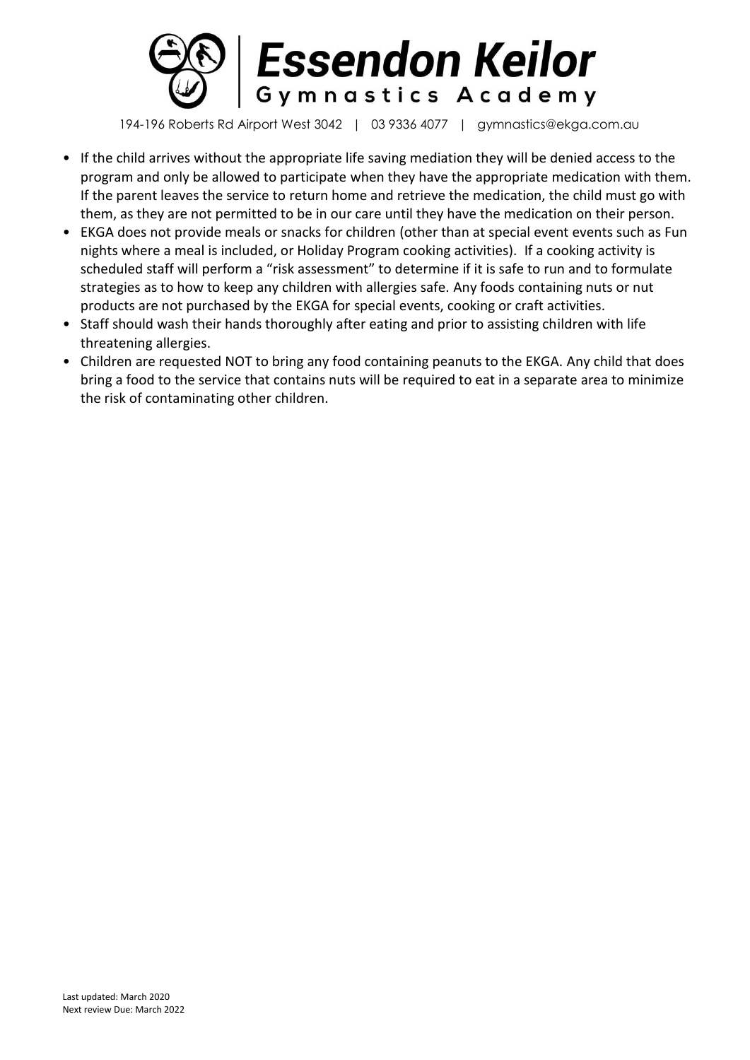- If the child arrives without the appropriate life saving mediation they will be denied access to the program and only be allowed to participate when they have the appropriate medication with them. If the parent leaves the service to return home and retrieve the medication, the child must go with them, as they are not permitted to be in our care until they have the medication on their person.
- EKGA does not provide meals or snacks for children (other than at special event events such as Fun nights where a meal is included, or Holiday Program cooking activities). If a cooking activity is scheduled staff will perform a "risk assessment" to determine if it is safe to run and to formulate strategies as to how to keep any children with allergies safe. Any foods containing nuts or nut products are not purchased by the EKGA for special events, cooking or craft activities.
- Staff should wash their hands thoroughly after eating and prior to assisting children with life threatening allergies.
- Children are requested NOT to bring any food containing peanuts to the EKGA. Any child that does bring a food to the service that contains nuts will be required to eat in a separate area to minimize the risk of contaminating other children.

Last updated: March 2020
Next review Due: March 2022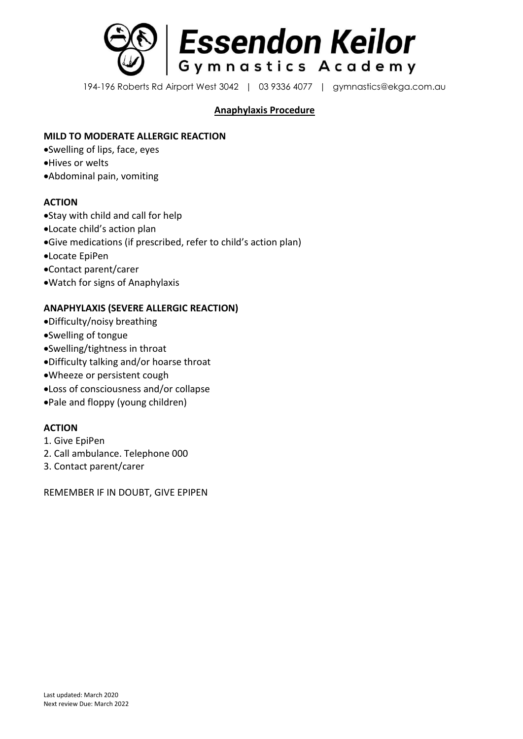# Essendon Keilor Gymnastics Academy

194-196 Roberts Rd Airport West 3042 | 03 9336 4077 | gymnastics@ekga.com.au

## Anaphylaxis Procedure

**MILD TO MODERATE ALLERGIC REACTION**

- Swelling of lips, face, eyes
- Hives or welts
- Abdominal pain, vomiting

**ACTION**

- Stay with child and call for help
- Locate child's action plan
- Give medications (if prescribed, refer to child's action plan)
- Locate EpiPen
- Contact parent/carer
- Watch for signs of Anaphylaxis

**ANAPHYLAXIS (SEVERE ALLERGIC REACTION)**

- Difficulty/noisy breathing
- Swelling of tongue
- Swelling/tightness in throat
- Difficulty talking and/or hoarse throat
- Wheeze or persistent cough
- Loss of consciousness and/or collapse
- Pale and floppy (young children)

**ACTION**

1. Give EpiPen
2. Call ambulance. Telephone 000
3. Contact parent/carer

REMEMBER IF IN DOUBT, GIVE EPIPEN

Last updated: March 2020
Next review Due: March 2022